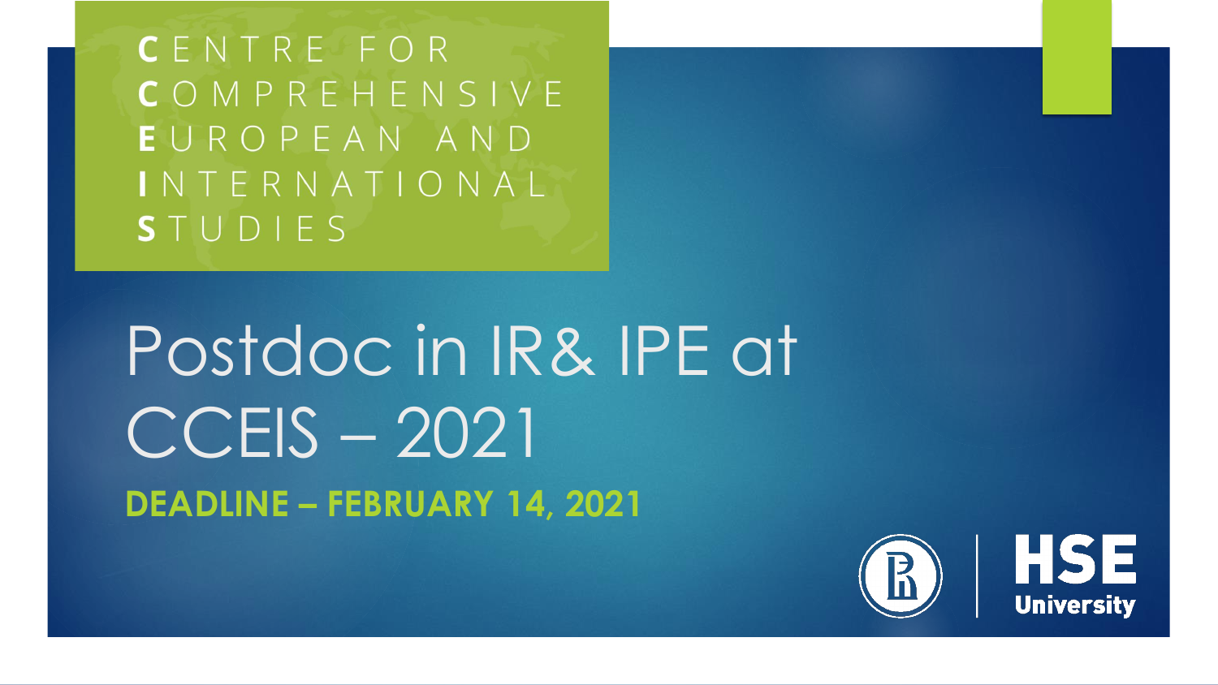**CENTRE FOR COMPREHENSIVE EUROPEAN AND INTERNATIONAL STUDIES**

# Postdoc in IR& IPE at CCEIS – 2021

**DEADLINE – FEBRUARY 14, 2021**

HSE University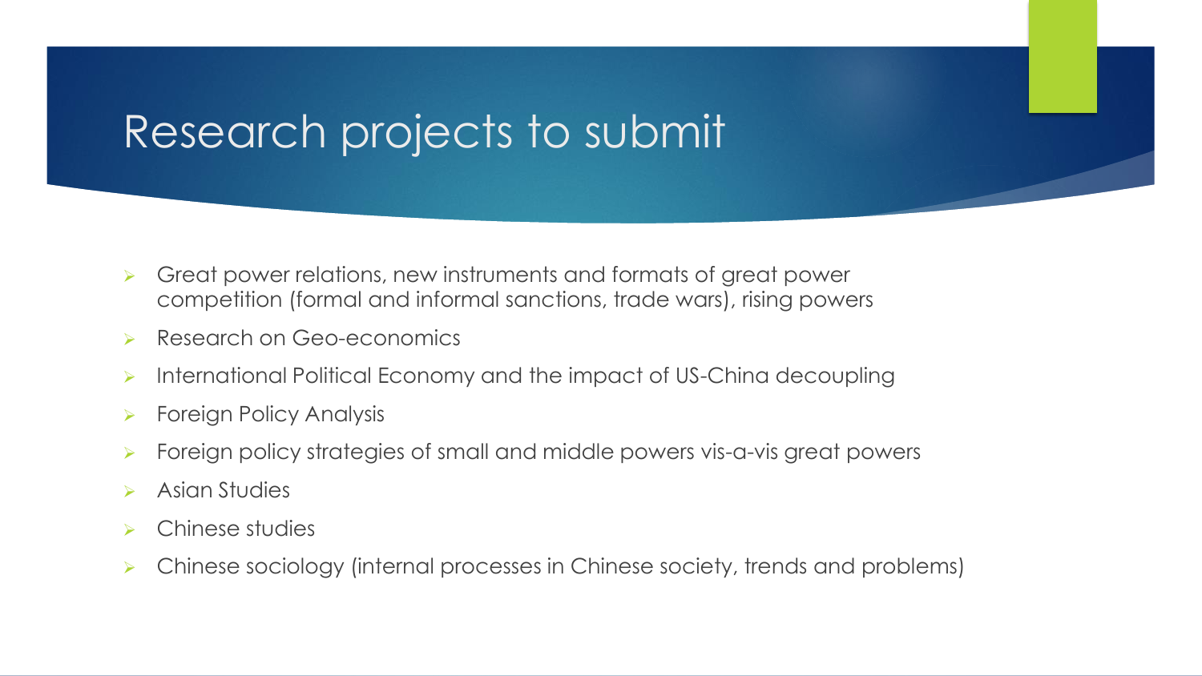# Research projects to submit

- Great power relations, new instruments and formats of great power competition (formal and informal sanctions, trade wars), rising powers
- Research on Geo-economics
- International Political Economy and the impact of US-China decoupling
- Foreign Policy Analysis
- Foreign policy strategies of small and middle powers vis-a-vis great powers
- Asian Studies
- Chinese studies
- Chinese sociology (internal processes in Chinese society, trends and problems)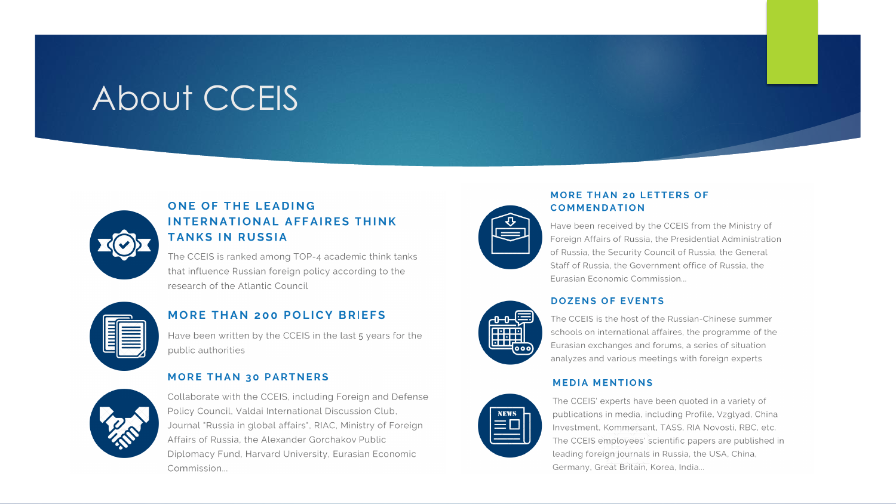# About CCEIS

### ONE OF THE LEADING INTERNATIONAL AFFAIRES THINK TANKS IN RUSSIA

The CCEIS is ranked among TOP-4 academic think tanks that influence Russian foreign policy according to the research of the Atlantic Council

### MORE THAN 200 POLICY BRIEFS

Have been written by the CCEIS in the last 5 years for the public authorities

### MORE THAN 30 PARTNERS

Collaborate with the CCEIS, including Foreign and Defense Policy Council, Valdai International Discussion Club, Journal "Russia in global affairs", RIAC, Ministry of Foreign Affairs of Russia, the Alexander Gorchakov Public Diplomacy Fund, Harvard University, Eurasian Economic Commission...

### MORE THAN 20 LETTERS OF COMMENDATION

Have been received by the CCEIS from the Ministry of Foreign Affairs of Russia, the Presidential Administration of Russia, the Security Council of Russia, the General Staff of Russia, the Government office of Russia, the Eurasian Economic Commission...

### DOZENS OF EVENTS

The CCEIS is the host of the Russian-Chinese summer schools on international affaires, the programme of the Eurasian exchanges and forums, a series of situation analyzes and various meetings with foreign experts

### MEDIA MENTIONS

The CCEIS' experts have been quoted in a variety of publications in media, including Profile, Vzglyad, China Investment, Kommersant, TASS, RIA Novosti, RBC, etc. The CCEIS employees' scientific papers are published in leading foreign journals in Russia, the USA, China, Germany, Great Britain, Korea, India...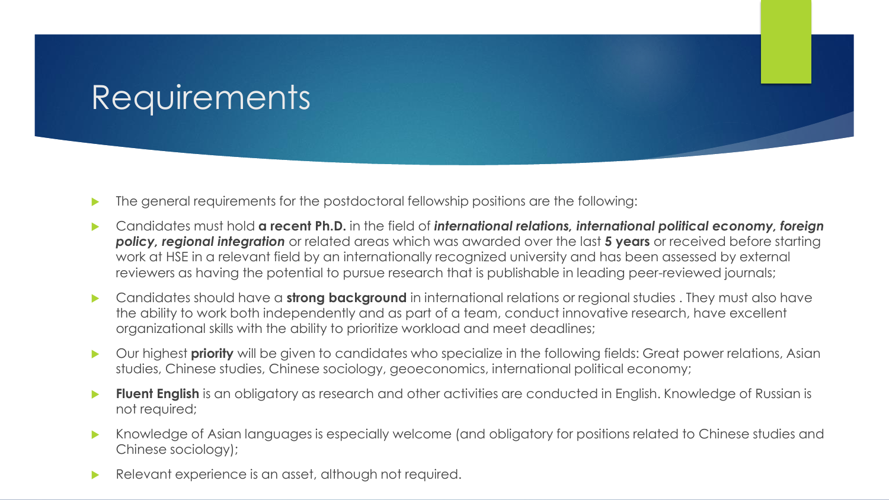# Requirements

- The general requirements for the postdoctoral fellowship positions are the following:
- Candidates must hold **a recent Ph.D.** in the field of ***international relations, international political economy, foreign policy, regional integration*** or related areas which was awarded over the last **5 years** or received before starting work at HSE in a relevant field by an internationally recognized university and has been assessed by external reviewers as having the potential to pursue research that is publishable in leading peer-reviewed journals;
- Candidates should have a **strong background** in international relations or regional studies . They must also have the ability to work both independently and as part of a team, conduct innovative research, have excellent organizational skills with the ability to prioritize workload and meet deadlines;
- Our highest **priority** will be given to candidates who specialize in the following fields: Great power relations, Asian studies, Chinese studies, Chinese sociology, geoeconomics, international political economy;
- **Fluent English** is an obligatory as research and other activities are conducted in English. Knowledge of Russian is not required;
- Knowledge of Asian languages is especially welcome (and obligatory for positions related to Chinese studies and Chinese sociology);
- Relevant experience is an asset, although not required.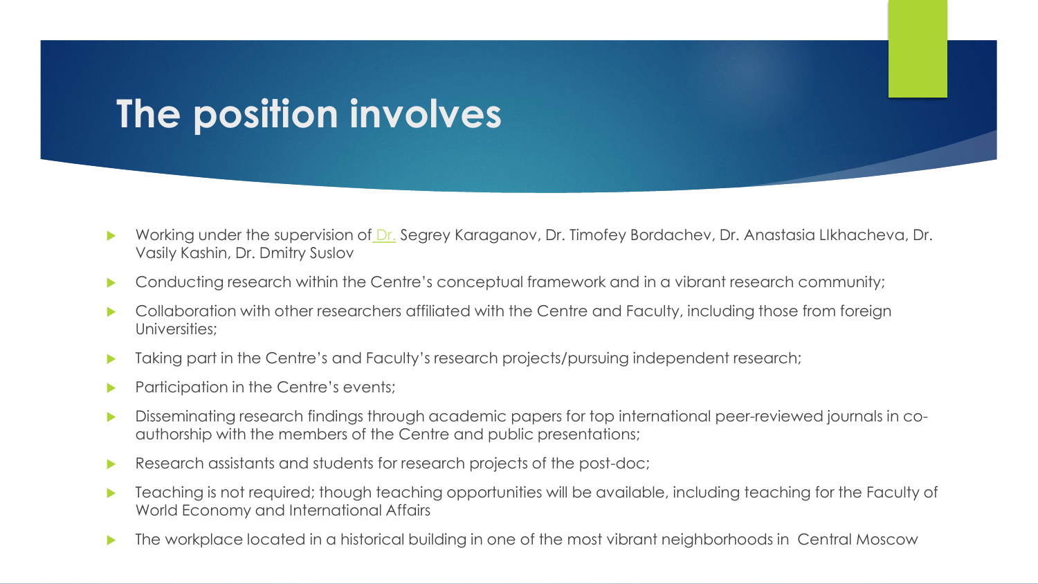# The position involves

- Working under the supervision of Dr. Segrey Karaganov, Dr. Timofey Bordachev, Dr. Anastasia LIkhacheva, Dr. Vasily Kashin, Dr. Dmitry Suslov
- Conducting research within the Centre's conceptual framework and in a vibrant research community;
- Collaboration with other researchers affiliated with the Centre and Faculty, including those from foreign Universities;
- Taking part in the Centre's and Faculty's research projects/pursuing independent research;
- Participation in the Centre's events;
- Disseminating research findings through academic papers for top international peer-reviewed journals in co-authorship with the members of the Centre and public presentations;
- Research assistants and students for research projects of the post-doc;
- Teaching is not required; though teaching opportunities will be available, including teaching for the Faculty of World Economy and International Affairs
- The workplace located in a historical building in one of the most vibrant neighborhoods in Central Moscow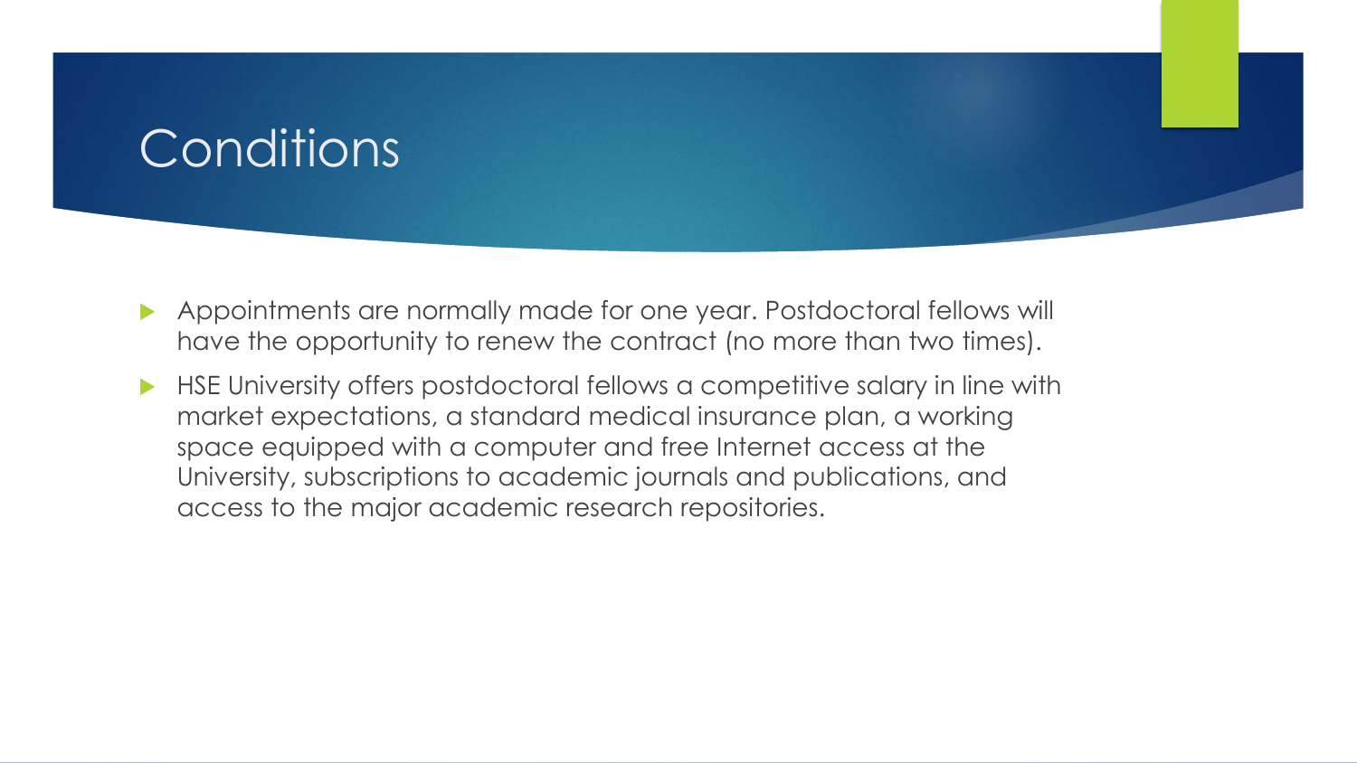# Conditions

- Appointments are normally made for one year. Postdoctoral fellows will have the opportunity to renew the contract (no more than two times).
- HSE University offers postdoctoral fellows a competitive salary in line with market expectations, a standard medical insurance plan, a working space equipped with a computer and free Internet access at the University, subscriptions to academic journals and publications, and access to the major academic research repositories.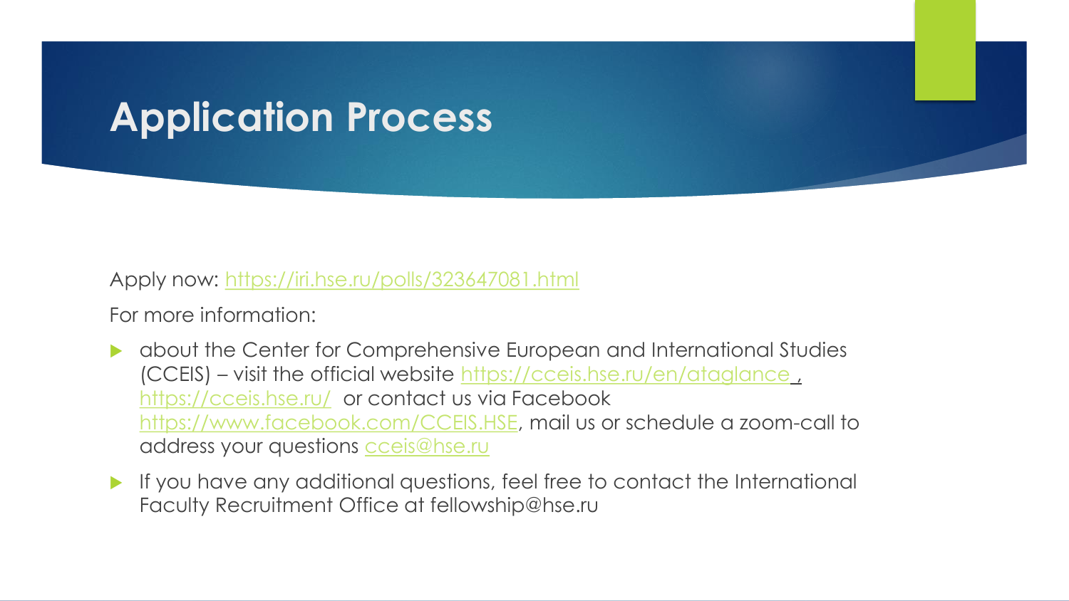# Application Process

Apply now: https://iri.hse.ru/polls/323647081.html

For more information:

- about the Center for Comprehensive European and International Studies (CCEIS) – visit the official website https://cceis.hse.ru/en/ataglance , https://cceis.hse.ru/ or contact us via Facebook https://www.facebook.com/CCEIS.HSE, mail us or schedule a zoom-call to address your questions cceis@hse.ru
- If you have any additional questions, feel free to contact the International Faculty Recruitment Office at fellowship@hse.ru